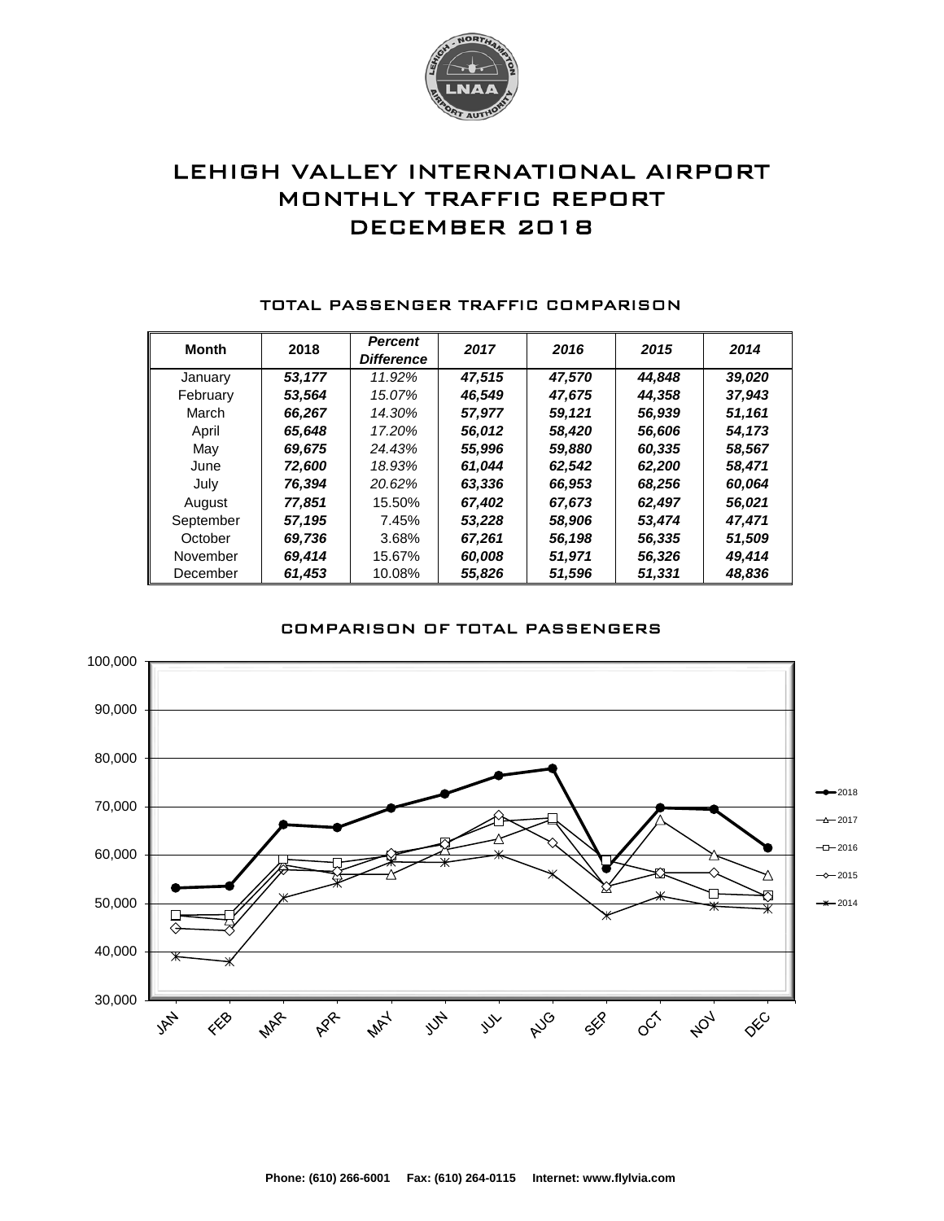# LEHIGH VALLEY INTERNATIONAL AIRPORT
# MONTHLY TRAFFIC REPORT
# DECEMBER 2018

## TOTAL PASSENGER TRAFFIC COMPARISON

| Month | 2018 | Percent Difference | 2017 | 2016 | 2015 | 2014 |
|---|---|---|---|---|---|---|
| January | 53,177 | 11.92% | 47,515 | 47,570 | 44,848 | 39,020 |
| February | 53,564 | 15.07% | 46,549 | 47,675 | 44,358 | 37,943 |
| March | 66,267 | 14.30% | 57,977 | 59,121 | 56,939 | 51,161 |
| April | 65,648 | 17.20% | 56,012 | 58,420 | 56,606 | 54,173 |
| May | 69,675 | 24.43% | 55,996 | 59,880 | 60,335 | 58,567 |
| June | 72,600 | 18.93% | 61,044 | 62,542 | 62,200 | 58,471 |
| July | 76,394 | 20.62% | 63,336 | 66,953 | 68,256 | 60,064 |
| August | 77,851 | 15.50% | 67,402 | 67,673 | 62,497 | 56,021 |
| September | 57,195 | 7.45% | 53,228 | 58,906 | 53,474 | 47,471 |
| October | 69,736 | 3.68% | 67,261 | 56,198 | 56,335 | 51,509 |
| November | 69,414 | 15.67% | 60,008 | 51,971 | 56,326 | 49,414 |
| December | 61,453 | 10.08% | 55,826 | 51,596 | 51,331 | 48,836 |

## COMPARISON OF TOTAL PASSENGERS

Phone: (610) 266-6001 Fax: (610) 264-0115 Internet: www.flylvia.com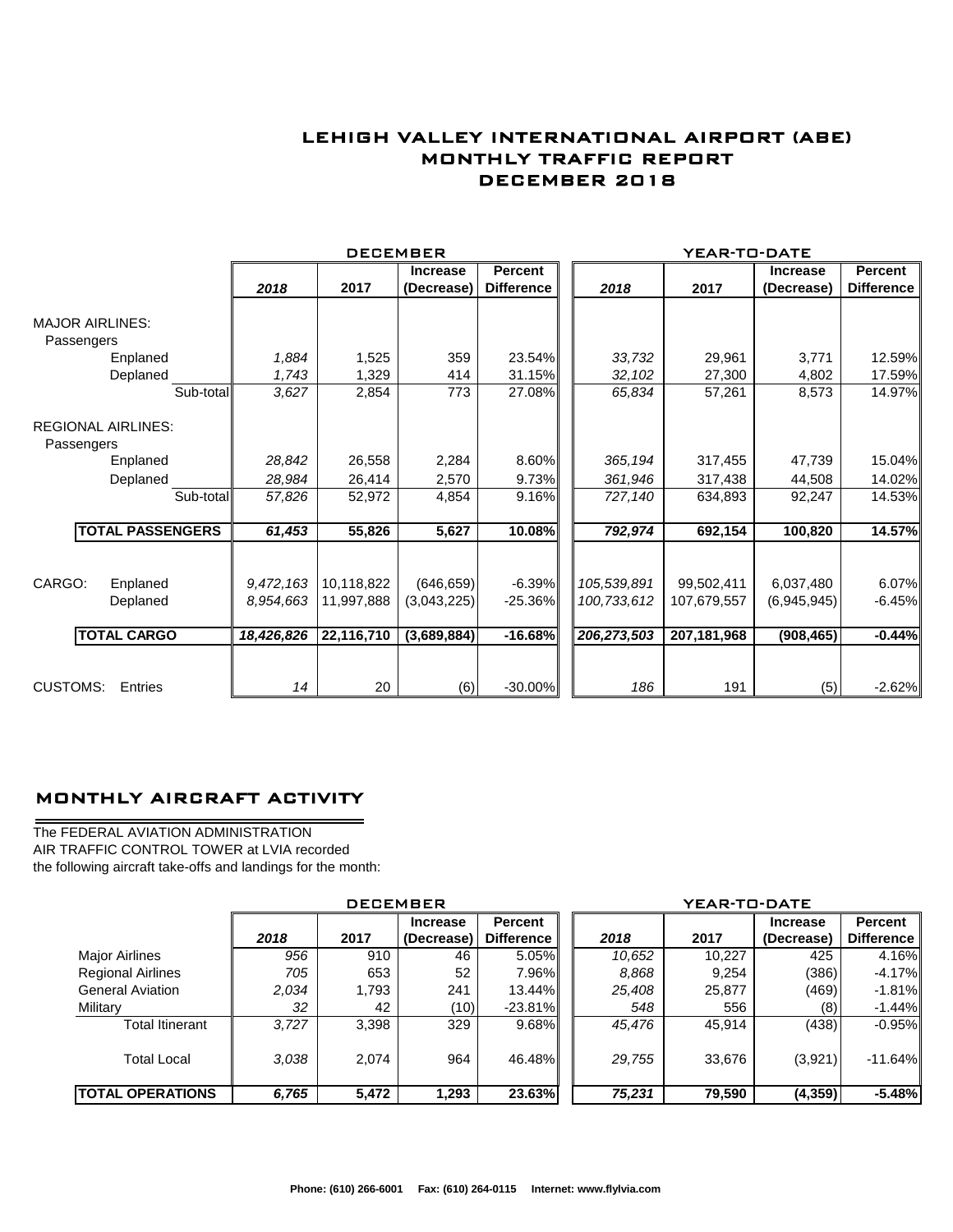# LEHIGH VALLEY INTERNATIONAL AIRPORT (ABE)
# MONTHLY TRAFFIC REPORT
# DECEMBER 2018

| | DECEMBER | | | | YEAR-TO-DATE | | | |
|---|---|---|---|---|---|---|---|---|
| | *2018* | 2017 | Increase (Decrease) | Percent Difference | *2018* | 2017 | Increase (Decrease) | Percent Difference |
| **MAJOR AIRLINES:** | | | | | | | | |
| Passengers | | | | | | | | |
| Enplaned | *1,884* | 1,525 | 359 | 23.54% | *33,732* | 29,961 | 3,771 | 12.59% |
| Deplaned | *1,743* | 1,329 | 414 | 31.15% | *32,102* | 27,300 | 4,802 | 17.59% |
| Sub-total | *3,627* | 2,854 | 773 | 27.08% | *65,834* | 57,261 | 8,573 | 14.97% |
| **REGIONAL AIRLINES:** | | | | | | | | |
| Passengers | | | | | | | | |
| Enplaned | *28,842* | 26,558 | 2,284 | 8.60% | *365,194* | 317,455 | 47,739 | 15.04% |
| Deplaned | *28,984* | 26,414 | 2,570 | 9.73% | *361,946* | 317,438 | 44,508 | 14.02% |
| Sub-total | *57,826* | 52,972 | 4,854 | 9.16% | *727,140* | 634,893 | 92,247 | 14.53% |
| **TOTAL PASSENGERS** | ***61,453*** | **55,826** | **5,627** | **10.08%** | ***792,974*** | **692,154** | **100,820** | **14.57%** |
| CARGO: Enplaned | *9,472,163* | 10,118,822 | (646,659) | -6.39% | *105,539,891* | 99,502,411 | 6,037,480 | 6.07% |
| Deplaned | *8,954,663* | 11,997,888 | (3,043,225) | -25.36% | *100,733,612* | 107,679,557 | (6,945,945) | -6.45% |
| **TOTAL CARGO** | ***18,426,826*** | **22,116,710** | **(3,689,884)** | **-16.68%** | ***206,273,503*** | **207,181,968** | **(908,465)** | **-0.44%** |
| CUSTOMS: Entries | *14* | 20 | (6) | -30.00% | *186* | 191 | (5) | -2.62% |

## MONTHLY AIRCRAFT ACTIVITY

The FEDERAL AVIATION ADMINISTRATION
AIR TRAFFIC CONTROL TOWER at LVIA recorded
the following aircraft take-offs and landings for the month:

| | DECEMBER | | | | YEAR-TO-DATE | | | |
|---|---|---|---|---|---|---|---|---|
| | *2018* | 2017 | Increase (Decrease) | Percent Difference | *2018* | 2017 | Increase (Decrease) | Percent Difference |
| Major Airlines | *956* | 910 | 46 | 5.05% | *10,652* | 10,227 | 425 | 4.16% |
| Regional Airlines | *705* | 653 | 52 | 7.96% | *8,868* | 9,254 | (386) | -4.17% |
| General Aviation | *2,034* | 1,793 | 241 | 13.44% | *25,408* | 25,877 | (469) | -1.81% |
| Military | *32* | 42 | (10) | -23.81% | *548* | 556 | (8) | -1.44% |
| Total Itinerant | *3,727* | 3,398 | 329 | 9.68% | *45,476* | 45,914 | (438) | -0.95% |
| Total Local | *3,038* | 2,074 | 964 | 46.48% | *29,755* | 33,676 | (3,921) | -11.64% |
| **TOTAL OPERATIONS** | ***6,765*** | **5,472** | **1,293** | **23.63%** | ***75,231*** | **79,590** | **(4,359)** | **-5.48%** |

**Phone: (610) 266-6001 Fax: (610) 264-0115 Internet: www.flylvia.com**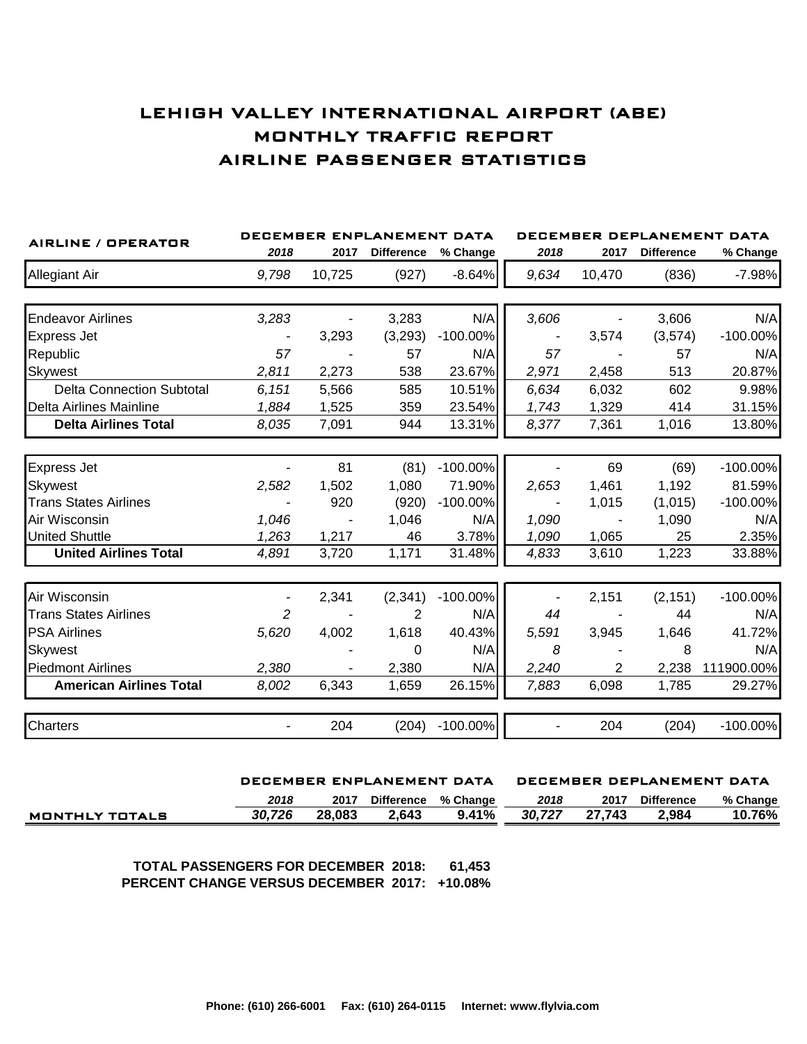# LEHIGH VALLEY INTERNATIONAL AIRPORT (ABE)
## MONTHLY TRAFFIC REPORT
## AIRLINE PASSENGER STATISTICS

| AIRLINE / OPERATOR | DECEMBER ENPLANEMENT DATA | | | | DECEMBER DEPLANEMENT DATA | | | |
|---|---|---|---|---|---|---|---|---|
| | *2018* | 2017 | Difference | % Change | *2018* | 2017 | Difference | % Change |
| Allegiant Air | *9,798* | 10,725 | (927) | -8.64% | *9,634* | 10,470 | (836) | -7.98% |
| | | | | | | | | |
| Endeavor Airlines | *3,283* | - | 3,283 | N/A | *3,606* | - | 3,606 | N/A |
| Express Jet | - | 3,293 | (3,293) | -100.00% | - | 3,574 | (3,574) | -100.00% |
| Republic | *57* | | 57 | N/A | *57* | - | 57 | N/A |
| Skywest | *2,811* | 2,273 | 538 | 23.67% | *2,971* | 2,458 | 513 | 20.87% |
| Delta Connection Subtotal | *6,151* | 5,566 | 585 | 10.51% | *6,634* | 6,032 | 602 | 9.98% |
| Delta Airlines Mainline | *1,884* | 1,525 | 359 | 23.54% | *1,743* | 1,329 | 414 | 31.15% |
| **Delta Airlines Total** | *8,035* | 7,091 | 944 | 13.31% | *8,377* | 7,361 | 1,016 | 13.80% |
| | | | | | | | | |
| Express Jet | - | 81 | (81) | -100.00% | - | 69 | (69) | -100.00% |
| Skywest | *2,582* | 1,502 | 1,080 | 71.90% | *2,653* | 1,461 | 1,192 | 81.59% |
| Trans States Airlines | - | 920 | (920) | -100.00% | - | 1,015 | (1,015) | -100.00% |
| Air Wisconsin | *1,046* | - | 1,046 | N/A | *1,090* | - | 1,090 | N/A |
| United Shuttle | *1,263* | 1,217 | 46 | 3.78% | *1,090* | 1,065 | 25 | 2.35% |
| **United Airlines Total** | *4,891* | 3,720 | 1,171 | 31.48% | *4,833* | 3,610 | 1,223 | 33.88% |
| | | | | | | | | |
| Air Wisconsin | - | 2,341 | (2,341) | -100.00% | - | 2,151 | (2,151) | -100.00% |
| Trans States Airlines | *2* | - | 2 | N/A | *44* | - | 44 | N/A |
| PSA Airlines | *5,620* | 4,002 | 1,618 | 40.43% | *5,591* | 3,945 | 1,646 | 41.72% |
| Skywest | | - | 0 | N/A | *8* | - | 8 | N/A |
| Piedmont Airlines | *2,380* | - | 2,380 | N/A | *2,240* | 2 | 2,238 | 111900.00% |
| **American Airlines Total** | *8,002* | 6,343 | 1,659 | 26.15% | *7,883* | 6,098 | 1,785 | 29.27% |
| | | | | | | | | |
| Charters | - | 204 | (204) | -100.00% | - | 204 | (204) | -100.00% |

| | DECEMBER ENPLANEMENT DATA | | | | DECEMBER DEPLANEMENT DATA | | | |
|---|---|---|---|---|---|---|---|---|
| | *2018* | 2017 | Difference | % Change | *2018* | 2017 | Difference | % Change |
| **MONTHLY TOTALS** | ***30,726*** | **28,083** | **2,643** | **9.41%** | ***30,727*** | **27,743** | **2,984** | **10.76%** |

**TOTAL PASSENGERS FOR DECEMBER 2018: 61,453**

**PERCENT CHANGE VERSUS DECEMBER 2017: +10.08%**

Phone: (610) 266-6001 Fax: (610) 264-0115 Internet: www.flylvia.com